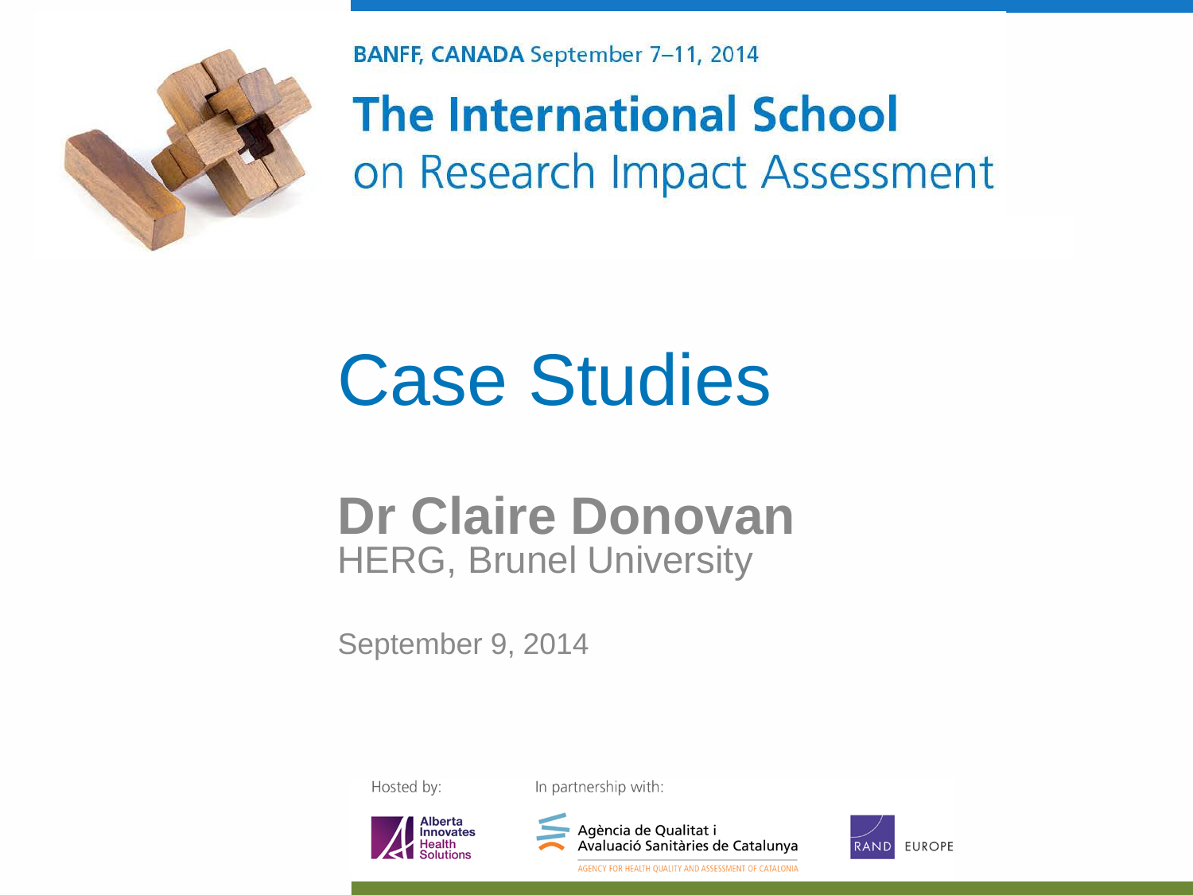BANFF, CANADA September 7–11, 2014

# The International School on Research Impact Assessment

# Case Studies

**Dr Claire Donovan**
HERG, Brunel University

September 9, 2014

Hosted by: Alberta Innovates Health Solutions

In partnership with: Agència de Qualitat i Avaluació Sanitàries de Catalunya (AGENCY FOR HEALTH QUALITY AND ASSESSMENT OF CATALONIA); RAND EUROPE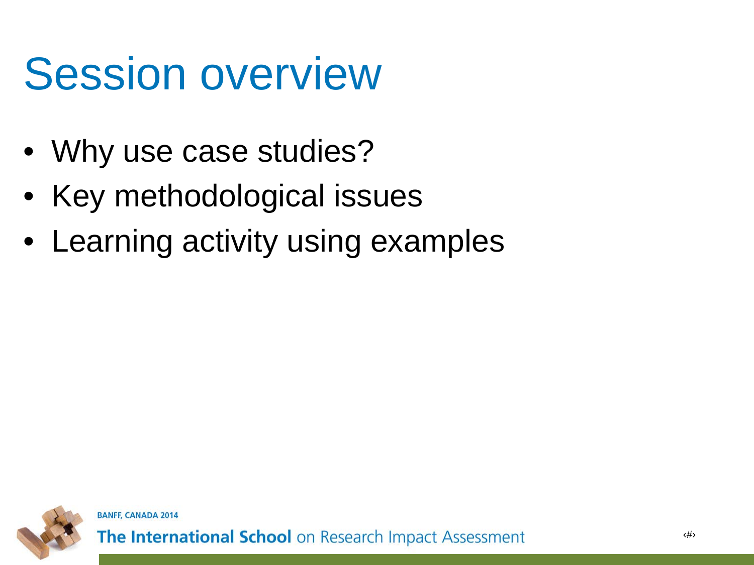# Session overview

- Why use case studies?
- Key methodological issues
- Learning activity using examples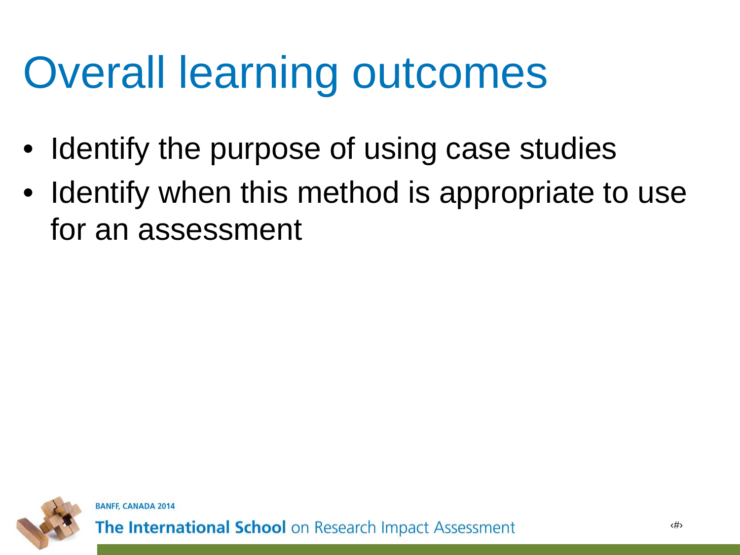# Overall learning outcomes

- Identify the purpose of using case studies
- Identify when this method is appropriate to use for an assessment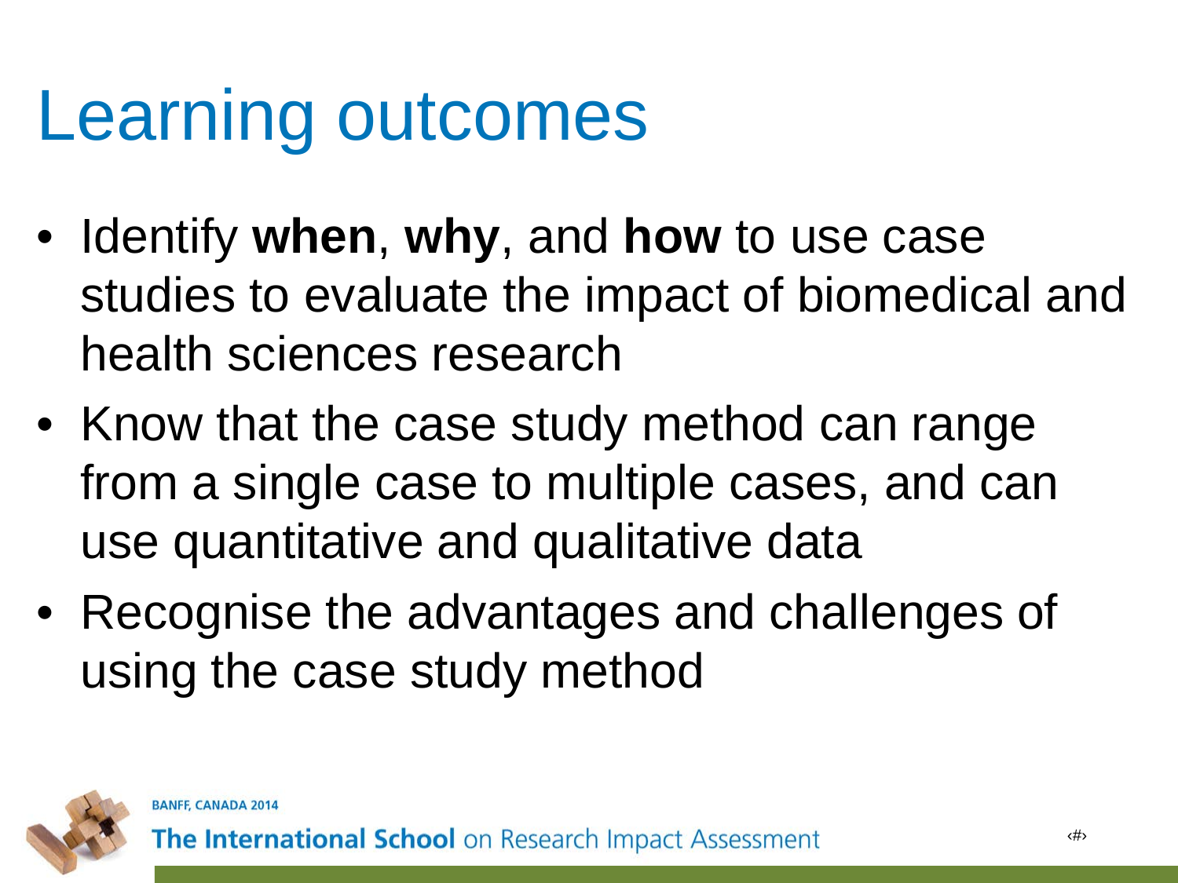# Learning outcomes

- Identify **when**, **why**, and **how** to use case studies to evaluate the impact of biomedical and health sciences research
- Know that the case study method can range from a single case to multiple cases, and can use quantitative and qualitative data
- Recognise the advantages and challenges of using the case study method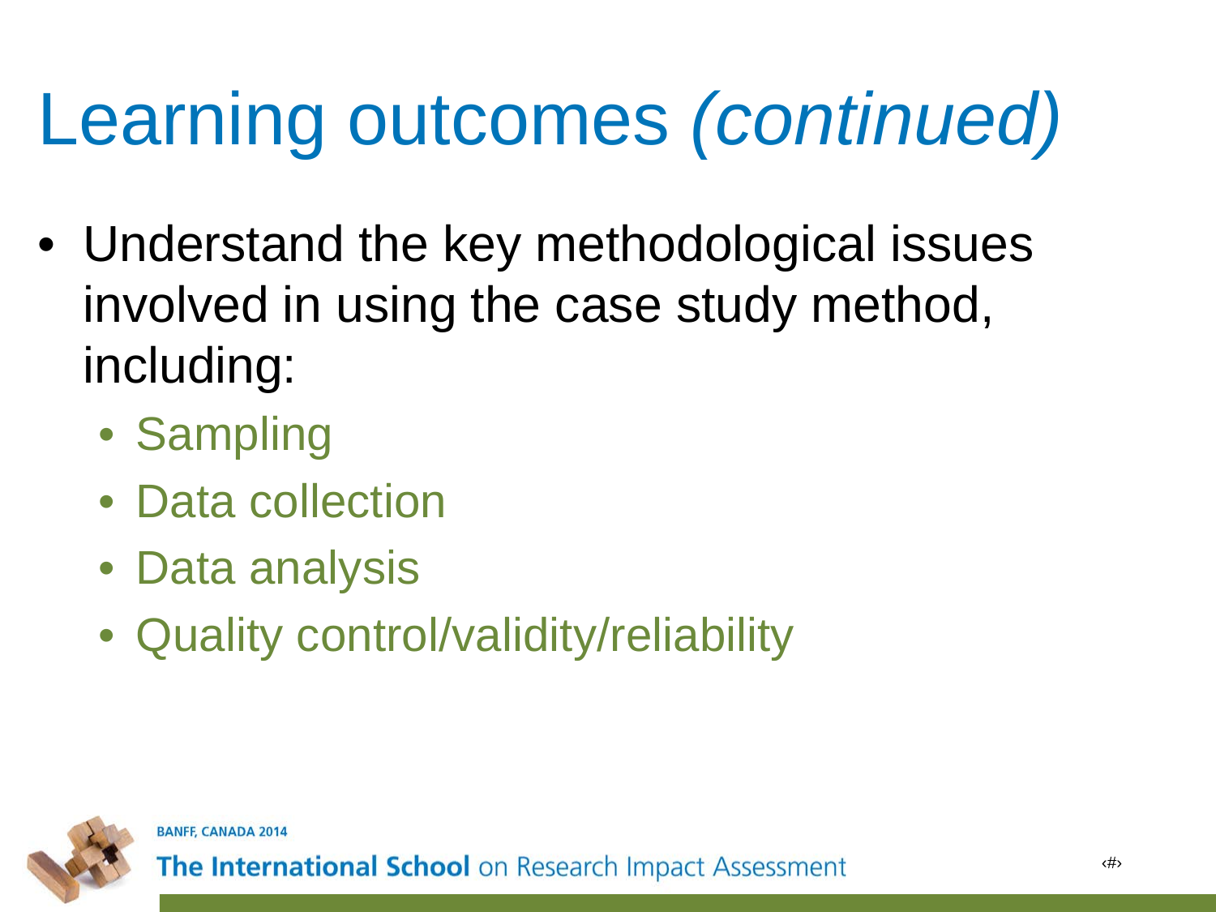# Learning outcomes *(continued)*

- Understand the key methodological issues involved in using the case study method, including:
  - Sampling
  - Data collection
  - Data analysis
  - Quality control/validity/reliability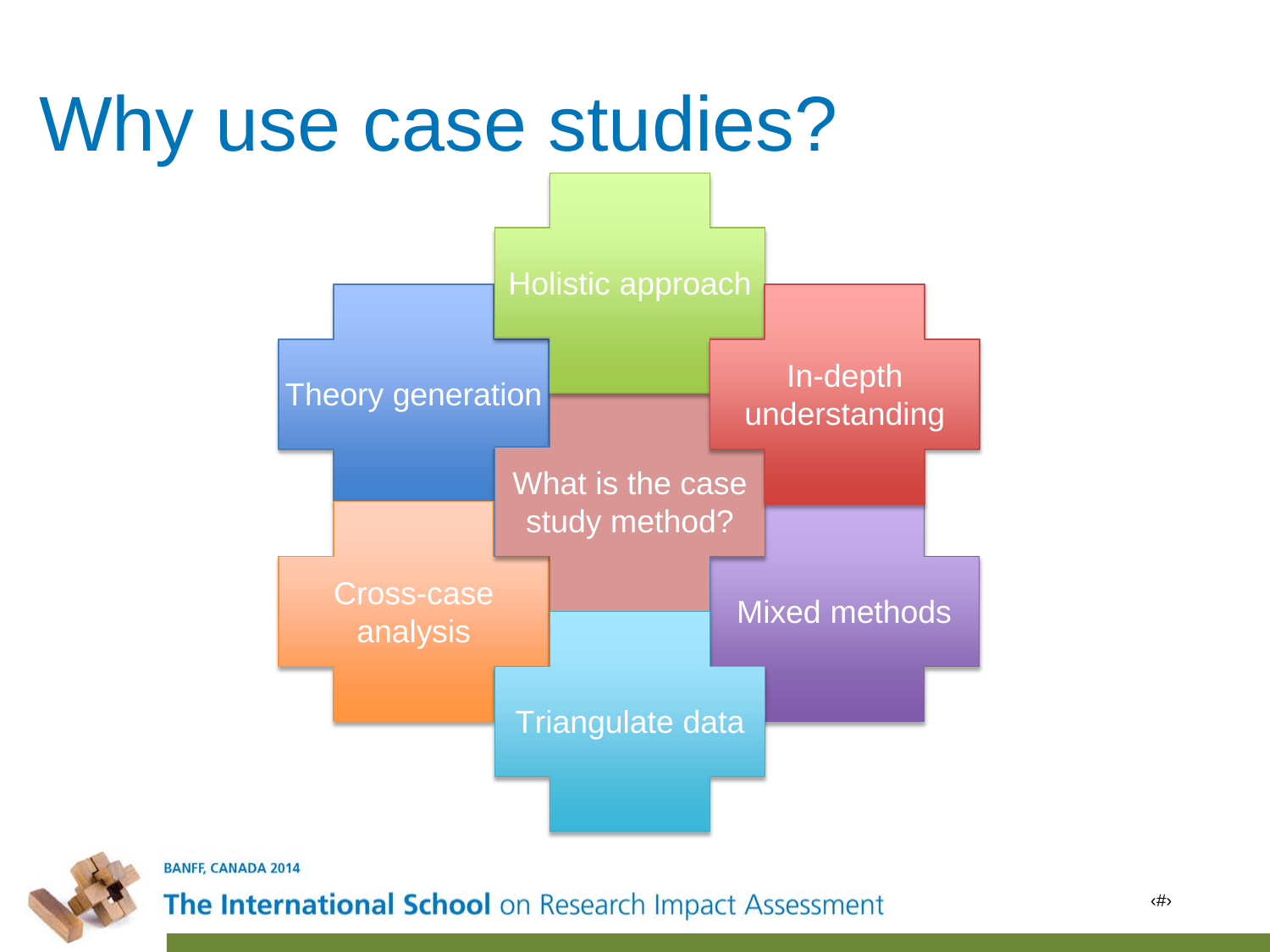# Why use case studies?

- What is the case study method?
- Holistic approach
- In-depth understanding
- Mixed methods
- Triangulate data
- Cross-case analysis
- Theory generation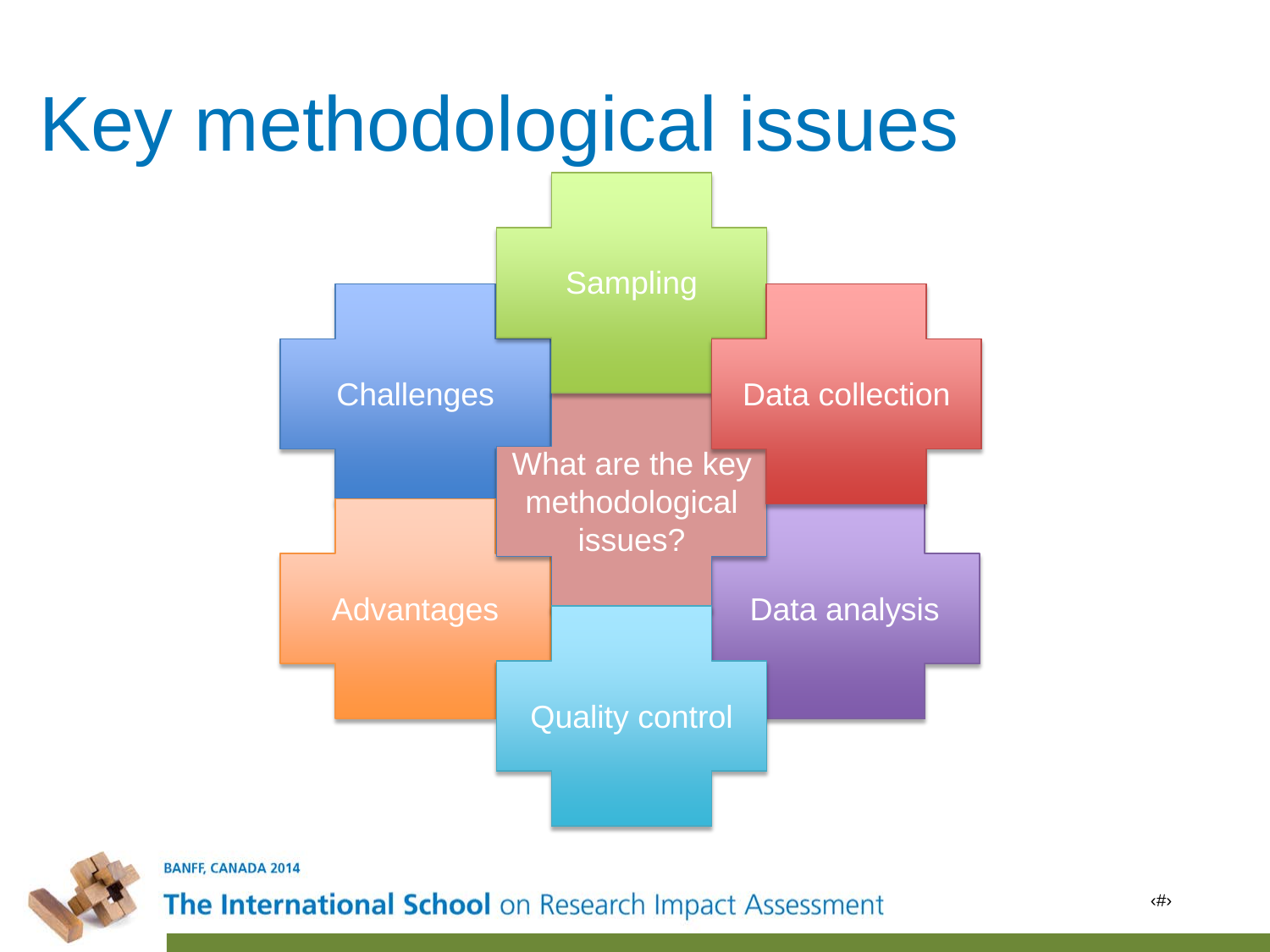# Key methodological issues

What are the key methodological issues?

- Sampling
- Data collection
- Data analysis
- Quality control
- Advantages
- Challenges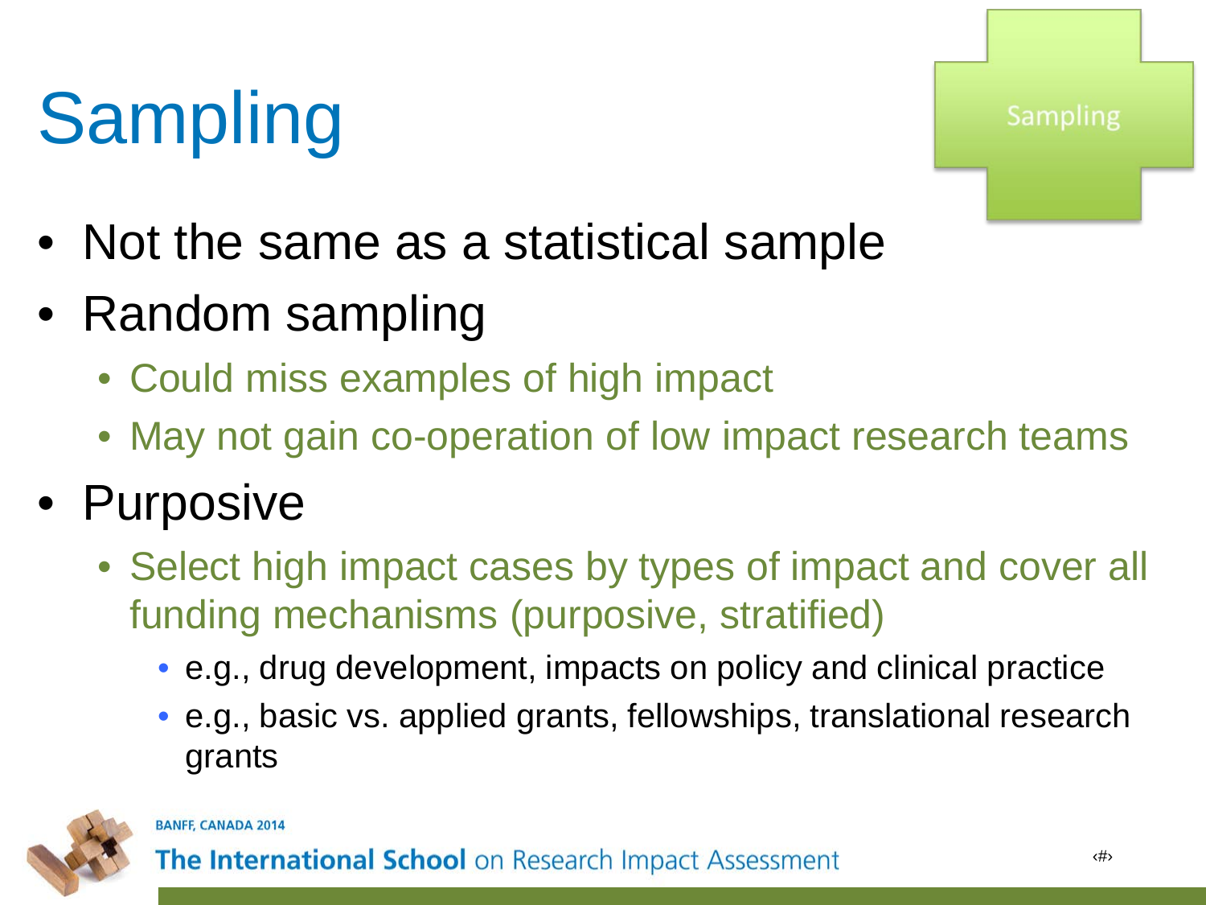# Sampling

- Not the same as a statistical sample
- Random sampling
  - Could miss examples of high impact
  - May not gain co-operation of low impact research teams
- Purposive
  - Select high impact cases by types of impact and cover all funding mechanisms (purposive, stratified)
    - e.g., drug development, impacts on policy and clinical practice
    - e.g., basic vs. applied grants, fellowships, translational research grants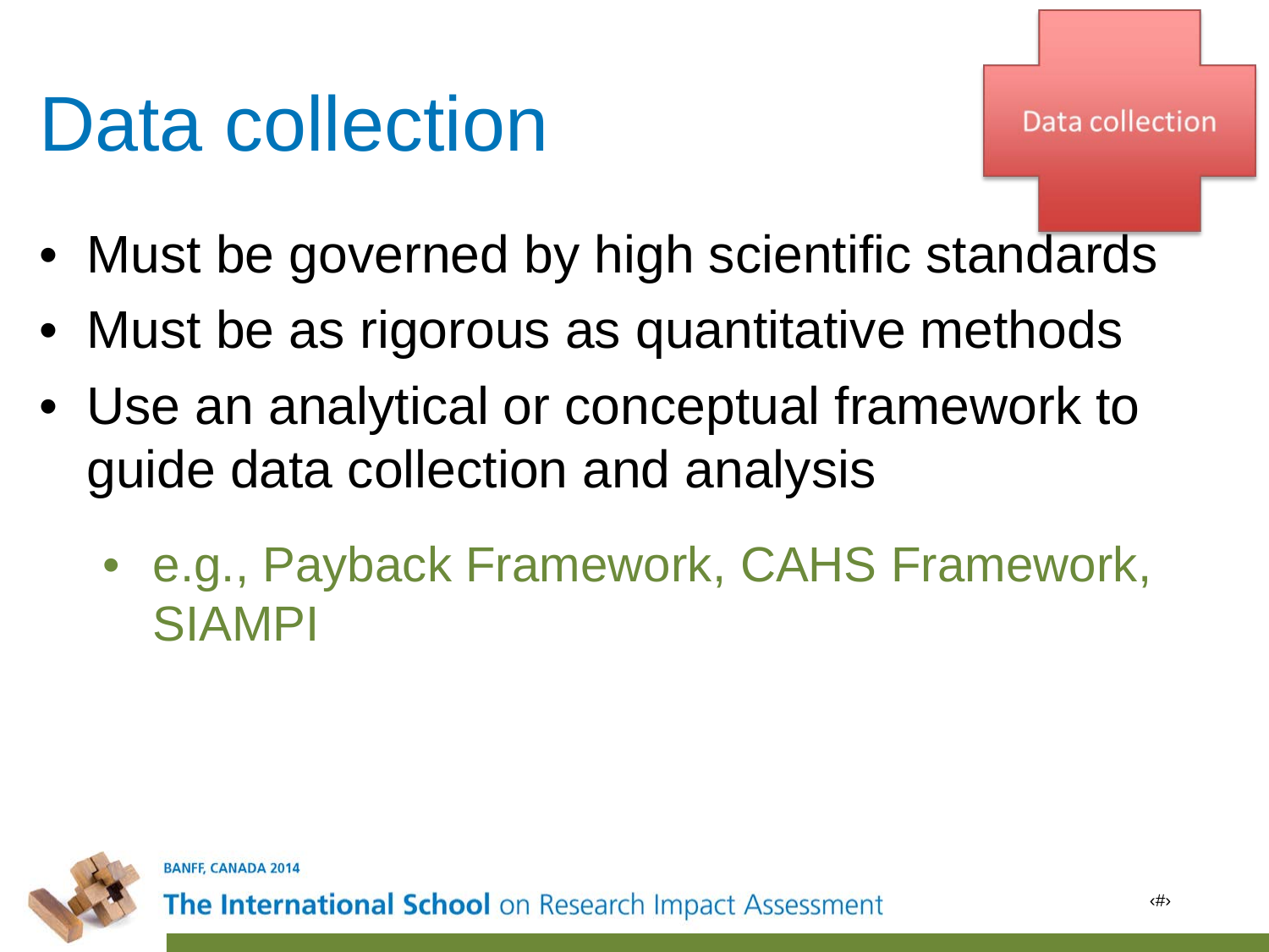# Data collection

Data collection

- Must be governed by high scientific standards
- Must be as rigorous as quantitative methods
- Use an analytical or conceptual framework to guide data collection and analysis
  - e.g., Payback Framework, CAHS Framework, SIAMPI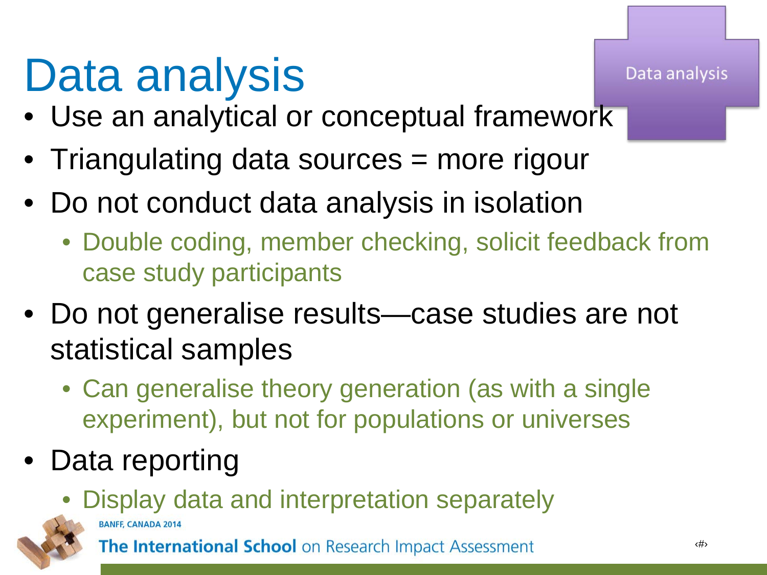# Data analysis

Data analysis

- Use an analytical or conceptual framework
- Triangulating data sources = more rigour
- Do not conduct data analysis in isolation
  - Double coding, member checking, solicit feedback from case study participants
- Do not generalise results—case studies are not statistical samples
  - Can generalise theory generation (as with a single experiment), but not for populations or universes
- Data reporting
  - Display data and interpretation separately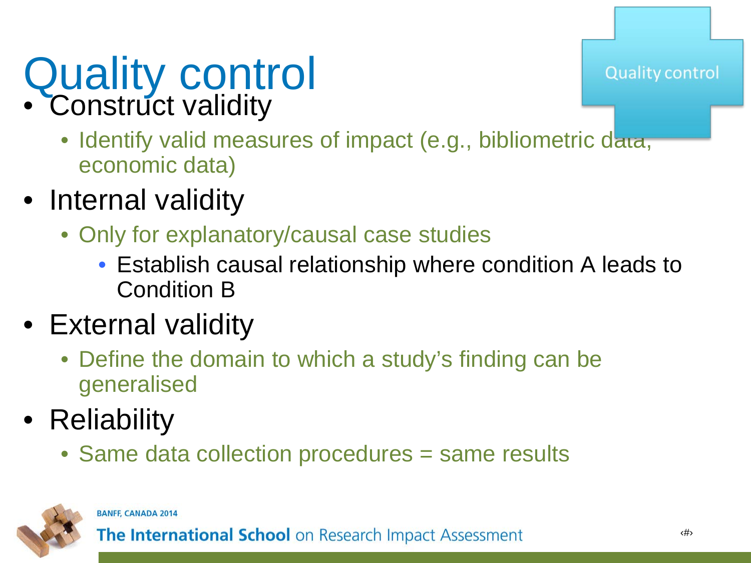# Quality control

Quality control

- Construct validity
  - Identify valid measures of impact (e.g., bibliometric data, economic data)
- Internal validity
  - Only for explanatory/causal case studies
    - Establish causal relationship where condition A leads to Condition B
- External validity
  - Define the domain to which a study's finding can be generalised
- Reliability
  - Same data collection procedures = same results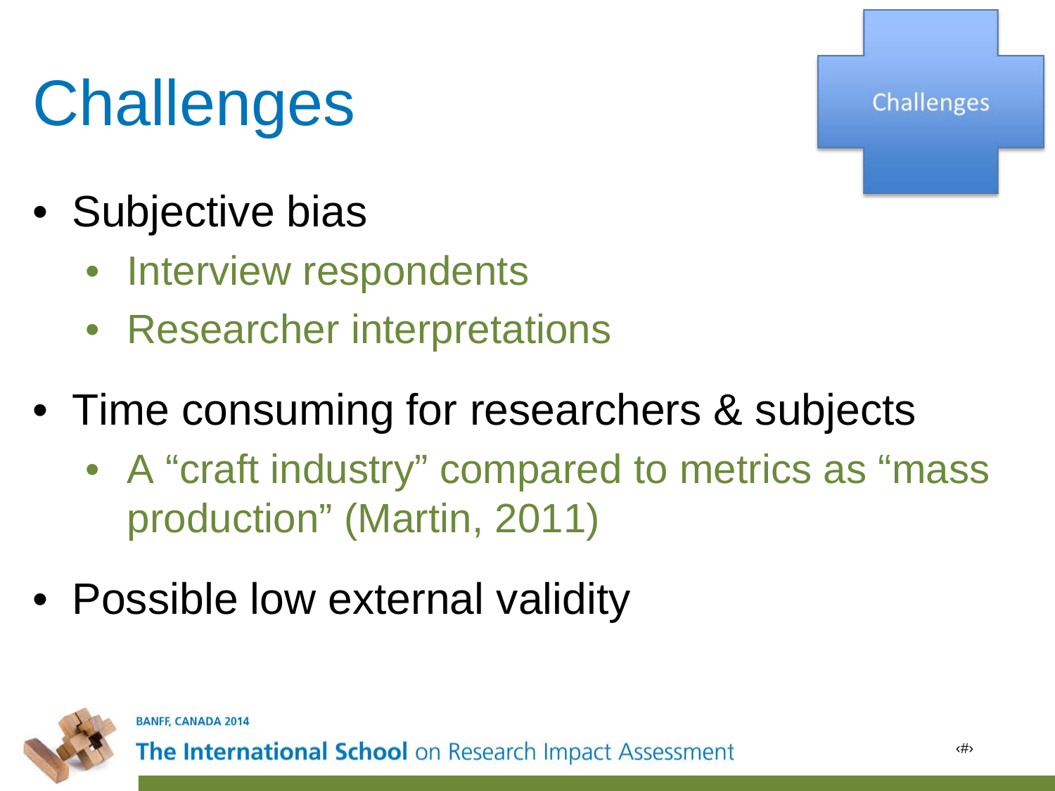# Challenges

- Subjective bias
  - Interview respondents
  - Researcher interpretations
- Time consuming for researchers & subjects
  - A "craft industry" compared to metrics as "mass production" (Martin, 2011)
- Possible low external validity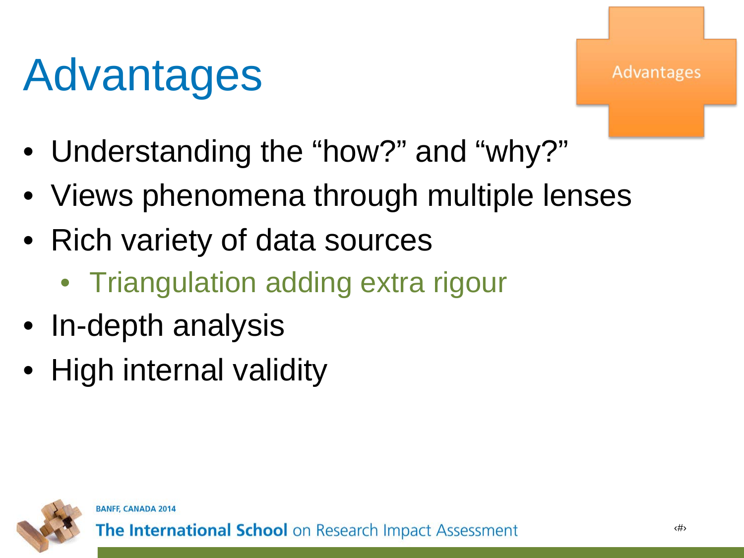# Advantages

- Understanding the “how?” and “why?”
- Views phenomena through multiple lenses
- Rich variety of data sources
    - Triangulation adding extra rigour
- In-depth analysis
- High internal validity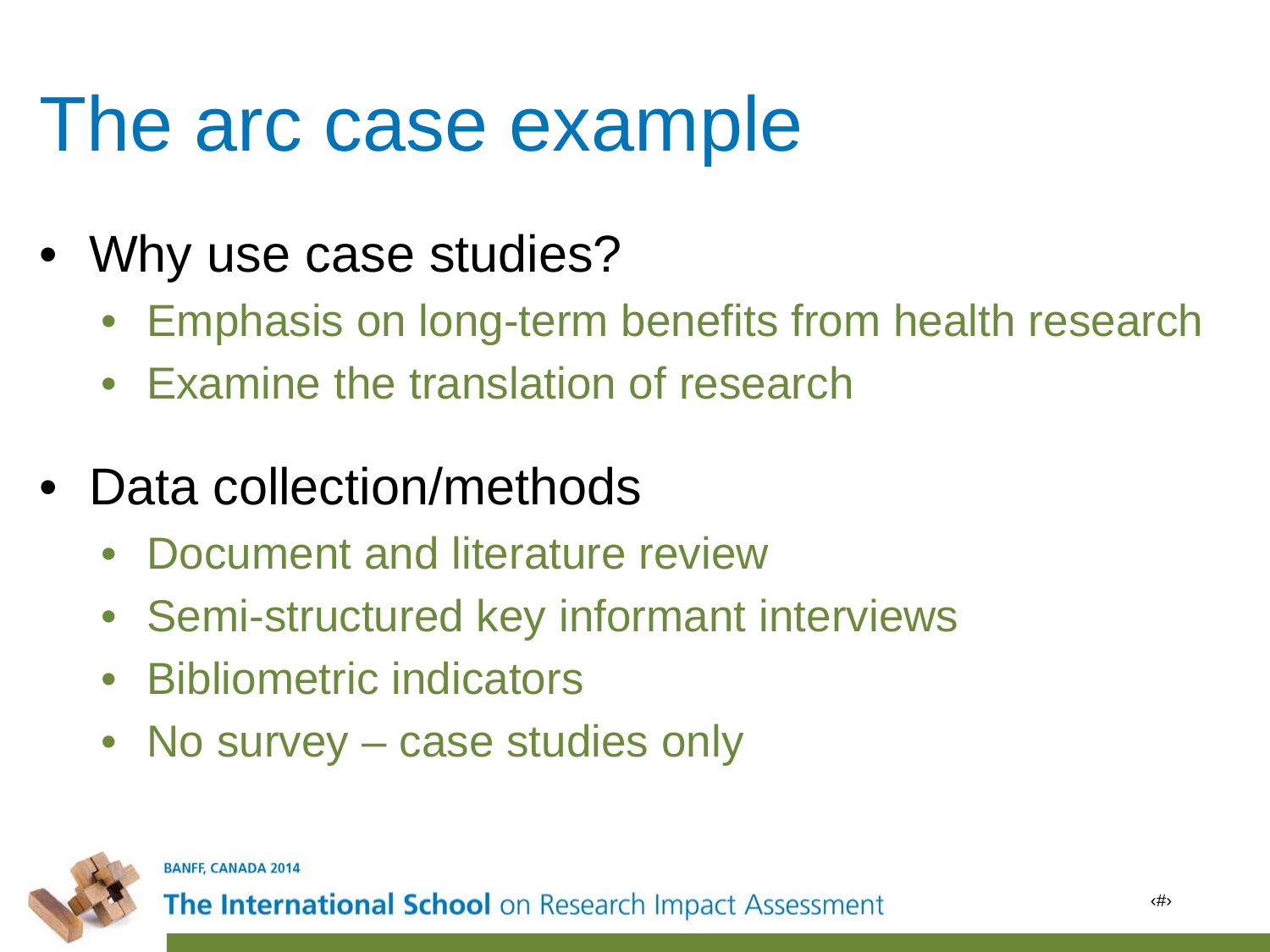# The arc case example

- Why use case studies?
  - Emphasis on long-term benefits from health research
  - Examine the translation of research
- Data collection/methods
  - Document and literature review
  - Semi-structured key informant interviews
  - Bibliometric indicators
  - No survey – case studies only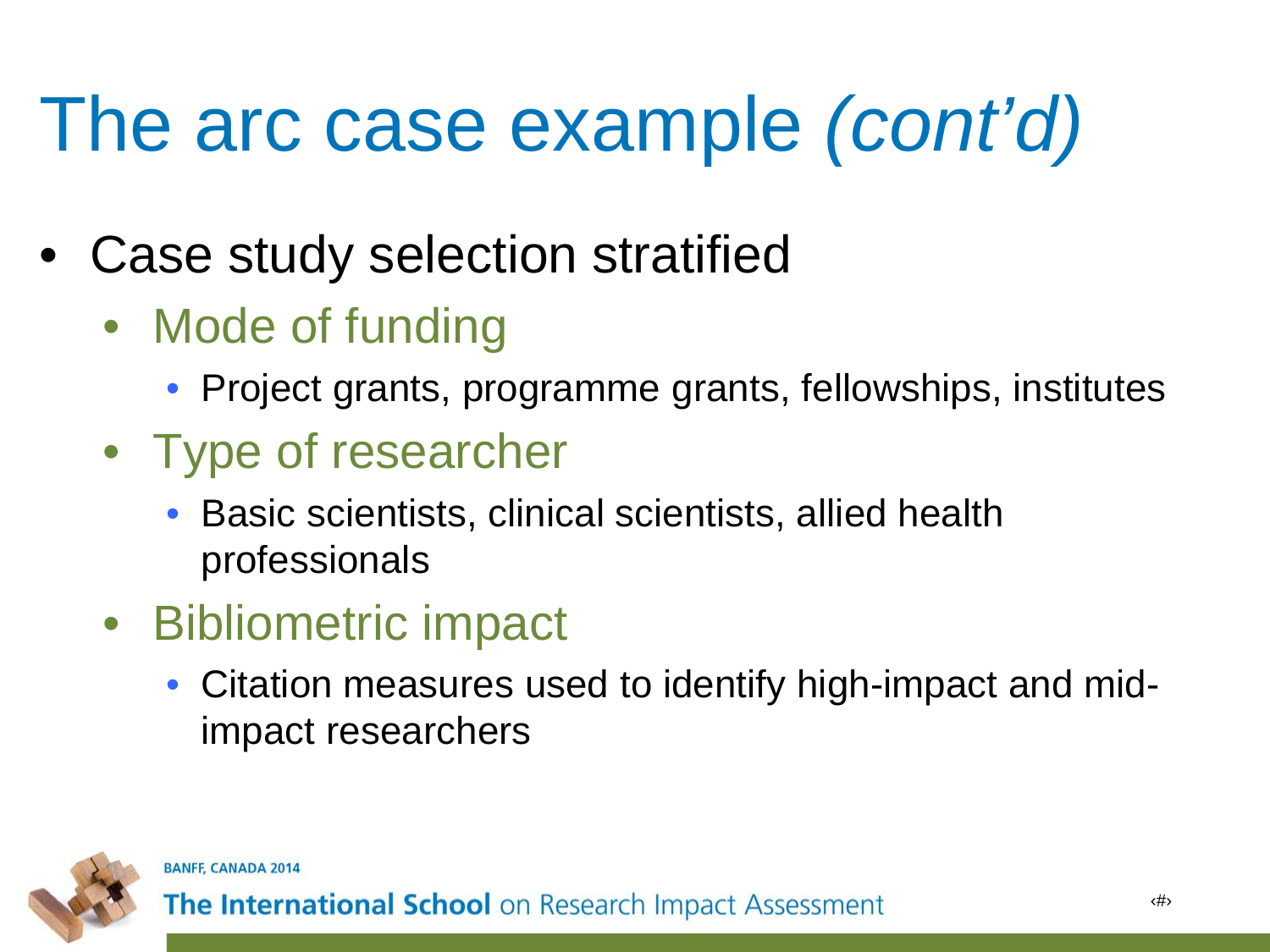# The arc case example *(cont'd)*

- Case study selection stratified
  - Mode of funding
    - Project grants, programme grants, fellowships, institutes
  - Type of researcher
    - Basic scientists, clinical scientists, allied health professionals
  - Bibliometric impact
    - Citation measures used to identify high-impact and mid-impact researchers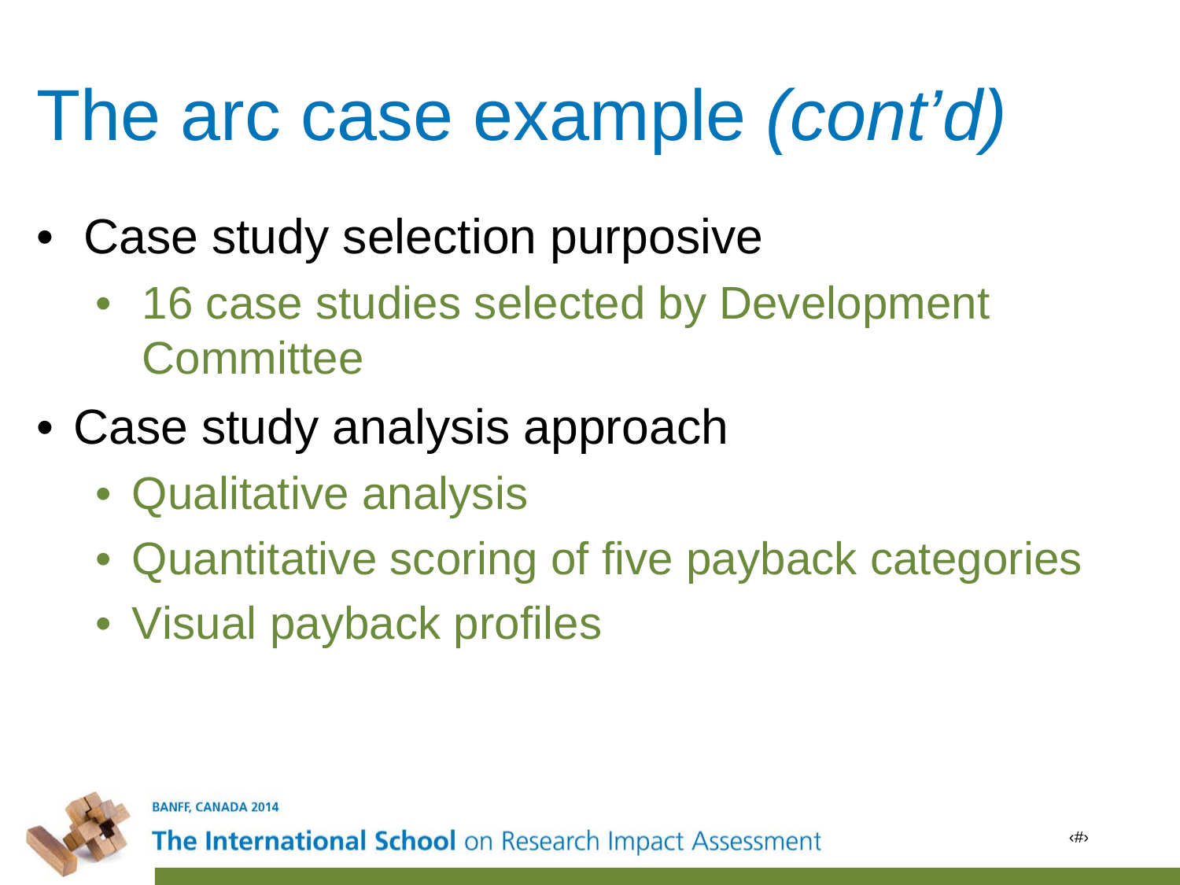# The arc case example *(cont'd)*

- Case study selection purposive
  - 16 case studies selected by Development Committee
- Case study analysis approach
  - Qualitative analysis
  - Quantitative scoring of five payback categories
  - Visual payback profiles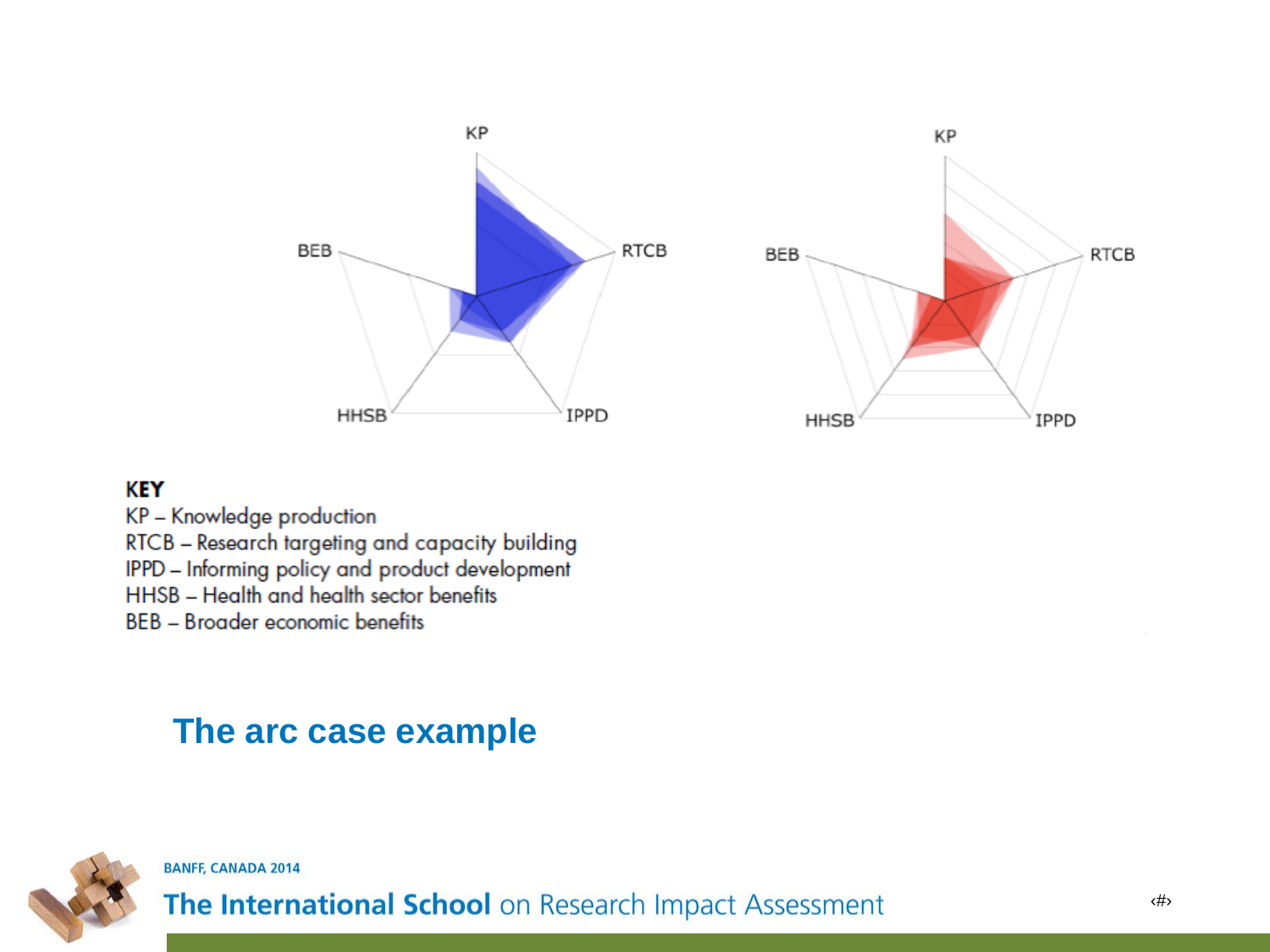KP
RTCB
IPPD
HHSB
BEB

KP
RTCB
IPPD
HHSB
BEB

**KEY**
KP – Knowledge production
RTCB – Research targeting and capacity building
IPPD – Informing policy and product development
HHSB – Health and health sector benefits
BEB – Broader economic benefits

## The arc case example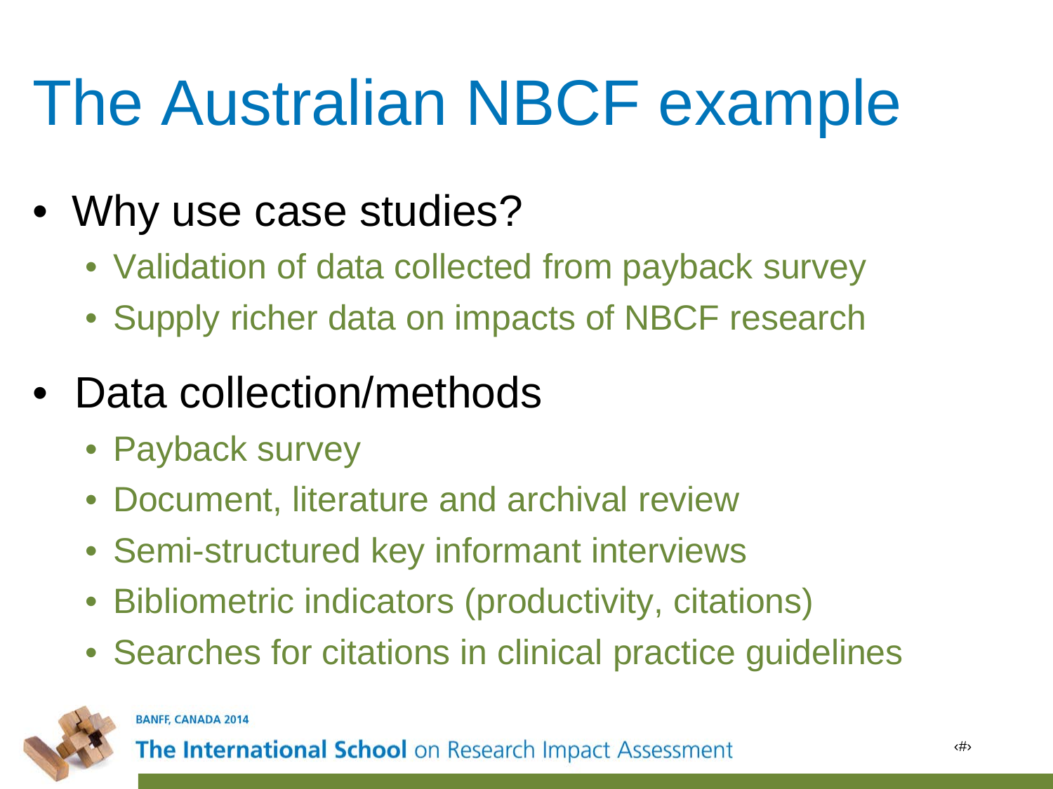# The Australian NBCF example

- Why use case studies?
  - Validation of data collected from payback survey
  - Supply richer data on impacts of NBCF research
- Data collection/methods
  - Payback survey
  - Document, literature and archival review
  - Semi-structured key informant interviews
  - Bibliometric indicators (productivity, citations)
  - Searches for citations in clinical practice guidelines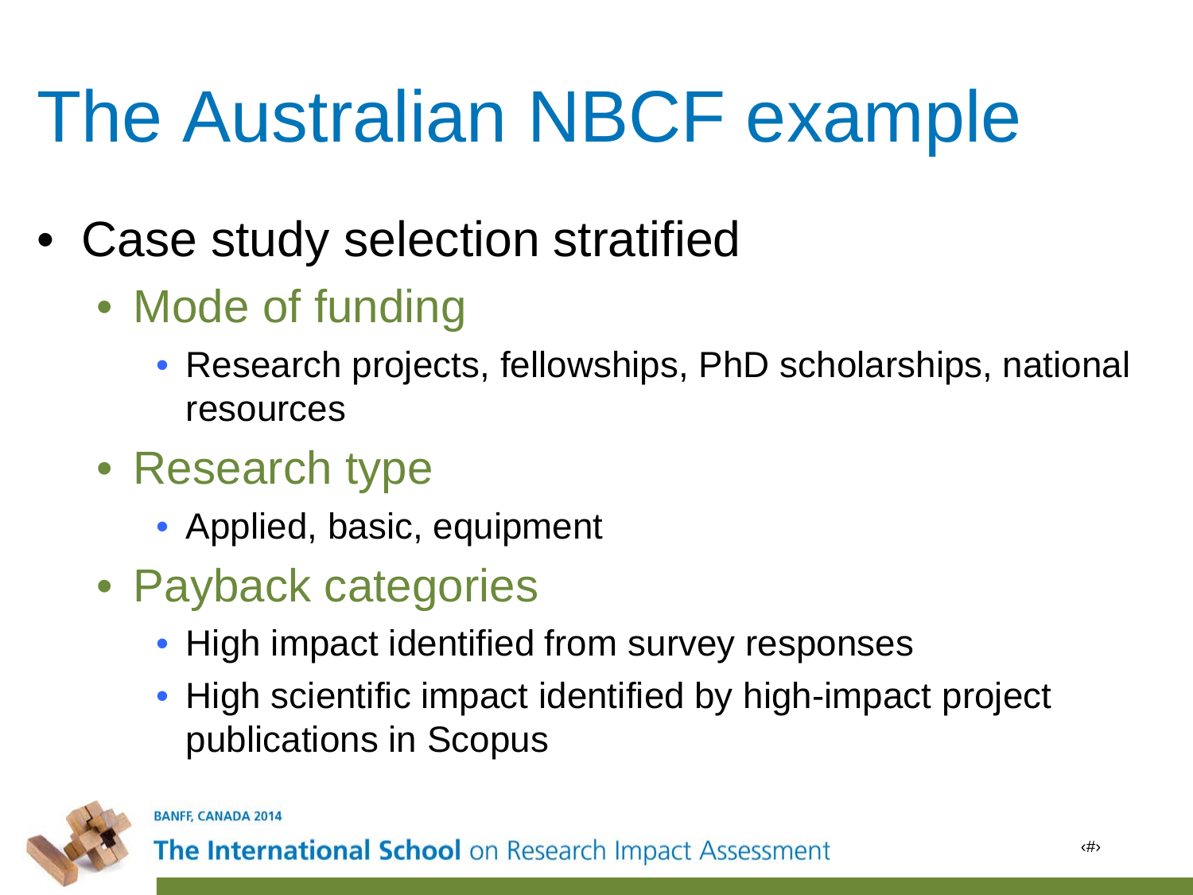# The Australian NBCF example

- Case study selection stratified
  - Mode of funding
    - Research projects, fellowships, PhD scholarships, national resources
  - Research type
    - Applied, basic, equipment
  - Payback categories
    - High impact identified from survey responses
    - High scientific impact identified by high-impact project publications in Scopus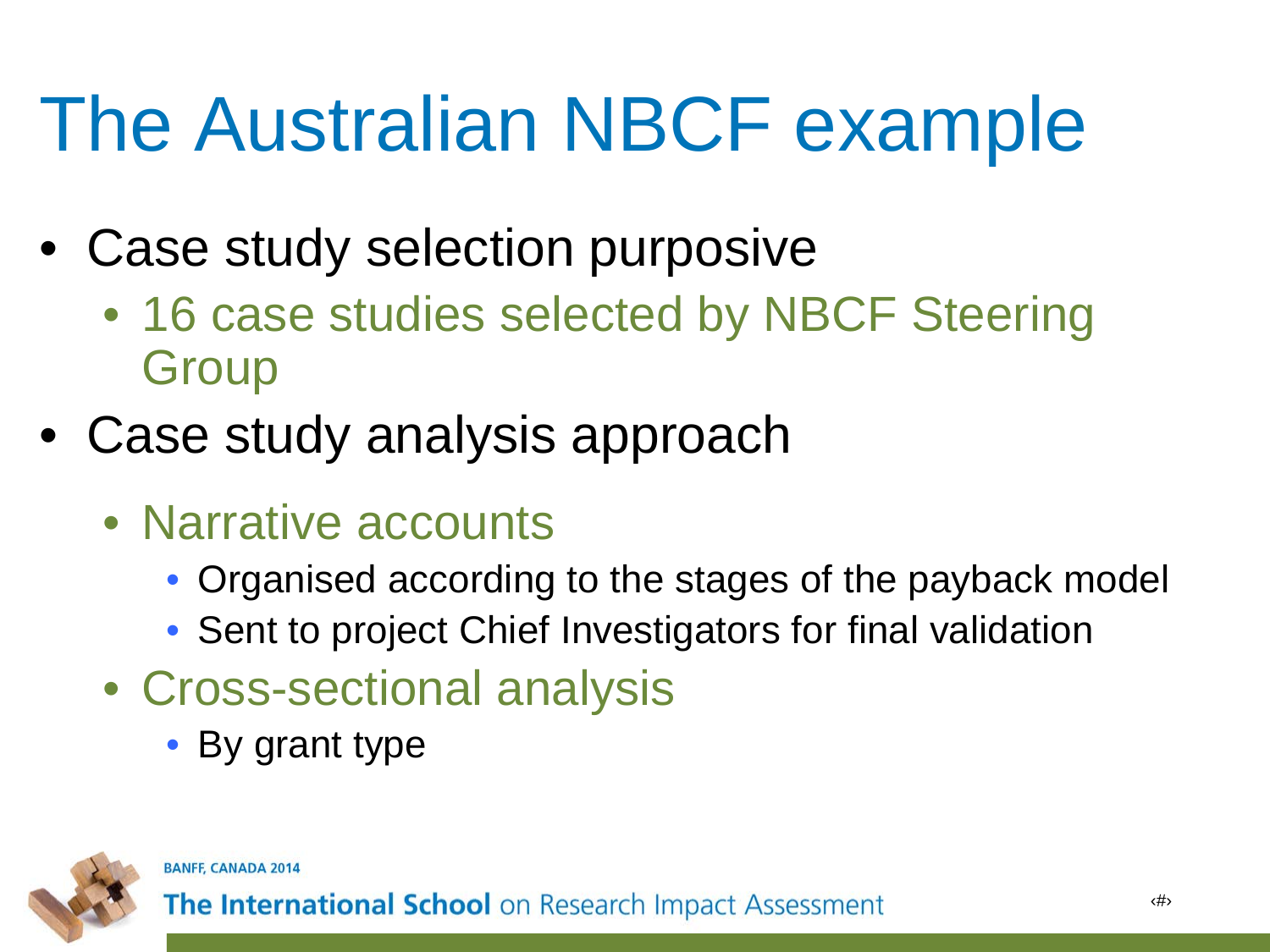# The Australian NBCF example

- Case study selection purposive
  - 16 case studies selected by NBCF Steering Group
- Case study analysis approach
  - Narrative accounts
    - Organised according to the stages of the payback model
    - Sent to project Chief Investigators for final validation
  - Cross-sectional analysis
    - By grant type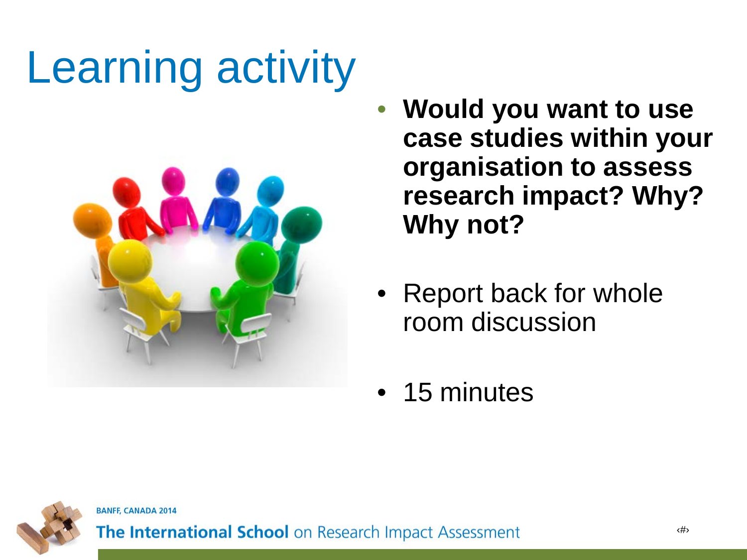# Learning activity

- **Would you want to use case studies within your organisation to assess research impact? Why? Why not?**
- Report back for whole room discussion
- 15 minutes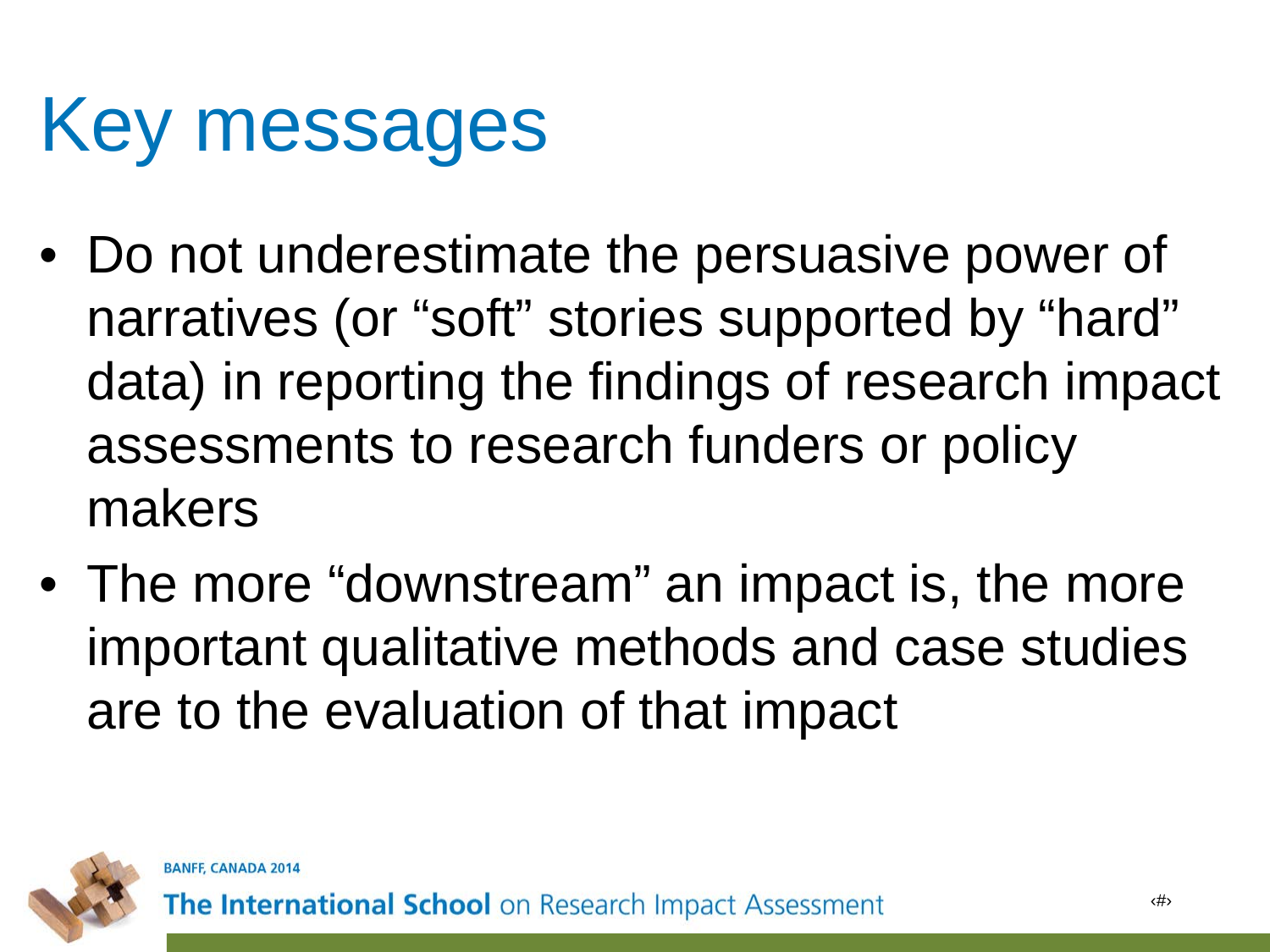# Key messages

- Do not underestimate the persuasive power of narratives (or "soft" stories supported by "hard" data) in reporting the findings of research impact assessments to research funders or policy makers
- The more "downstream" an impact is, the more important qualitative methods and case studies are to the evaluation of that impact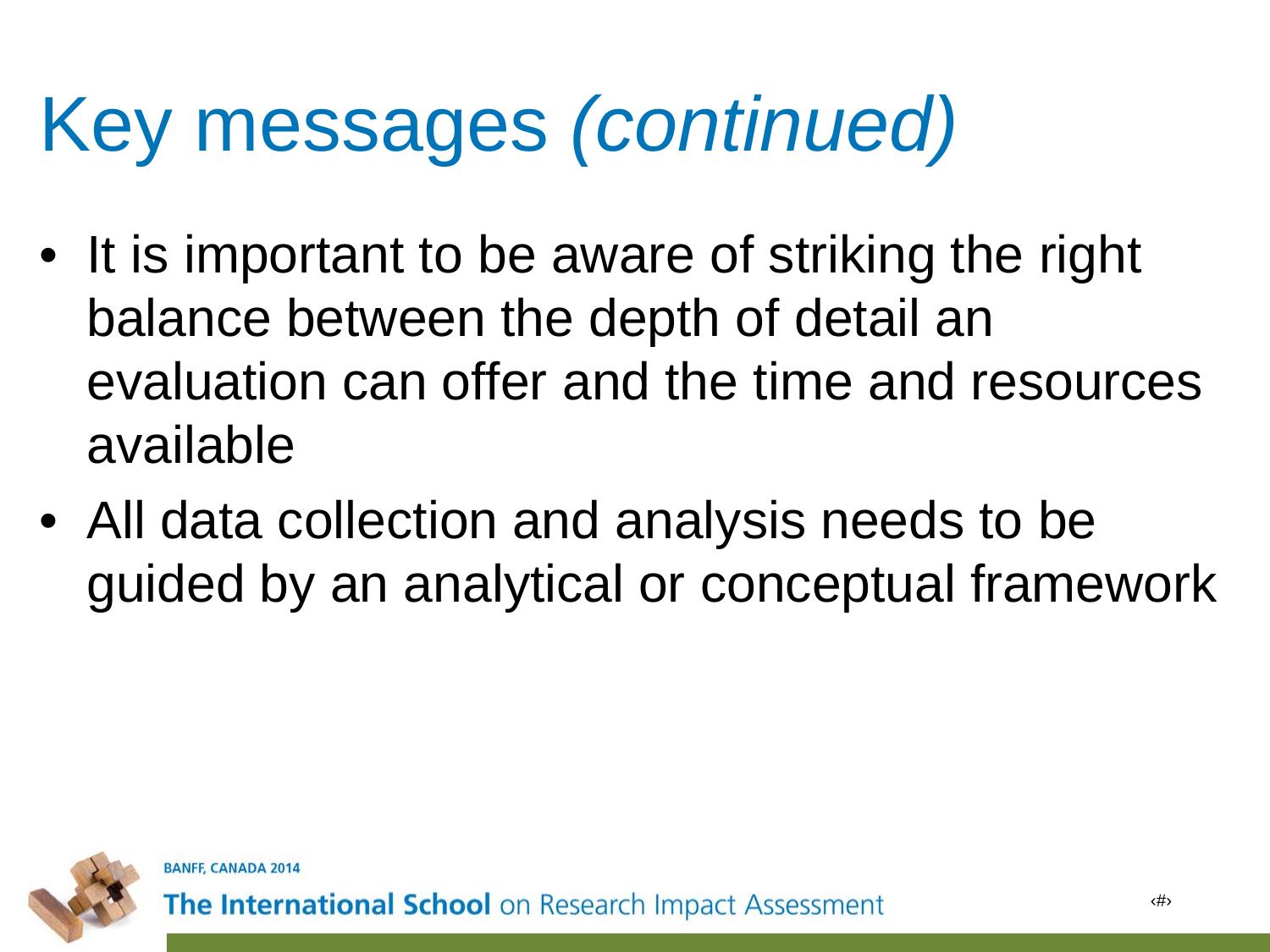# Key messages *(continued)*

- It is important to be aware of striking the right balance between the depth of detail an evaluation can offer and the time and resources available
- All data collection and analysis needs to be guided by an analytical or conceptual framework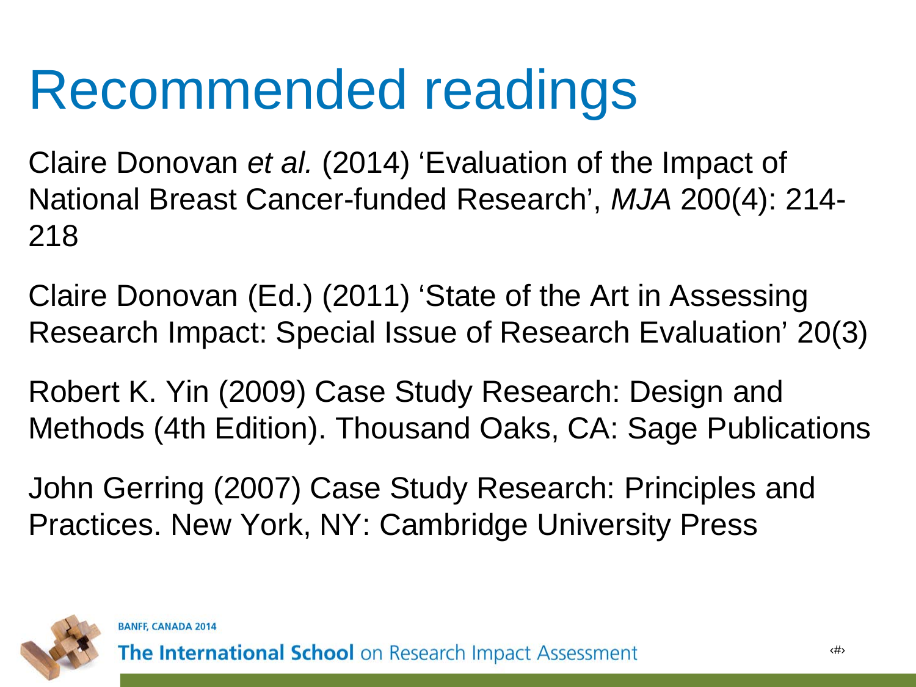# Recommended readings

Claire Donovan *et al.* (2014) 'Evaluation of the Impact of National Breast Cancer-funded Research', *MJA* 200(4): 214-218

Claire Donovan (Ed.) (2011) 'State of the Art in Assessing Research Impact: Special Issue of Research Evaluation' 20(3)

Robert K. Yin (2009) Case Study Research: Design and Methods (4th Edition). Thousand Oaks, CA: Sage Publications

John Gerring (2007) Case Study Research: Principles and Practices. New York, NY: Cambridge University Press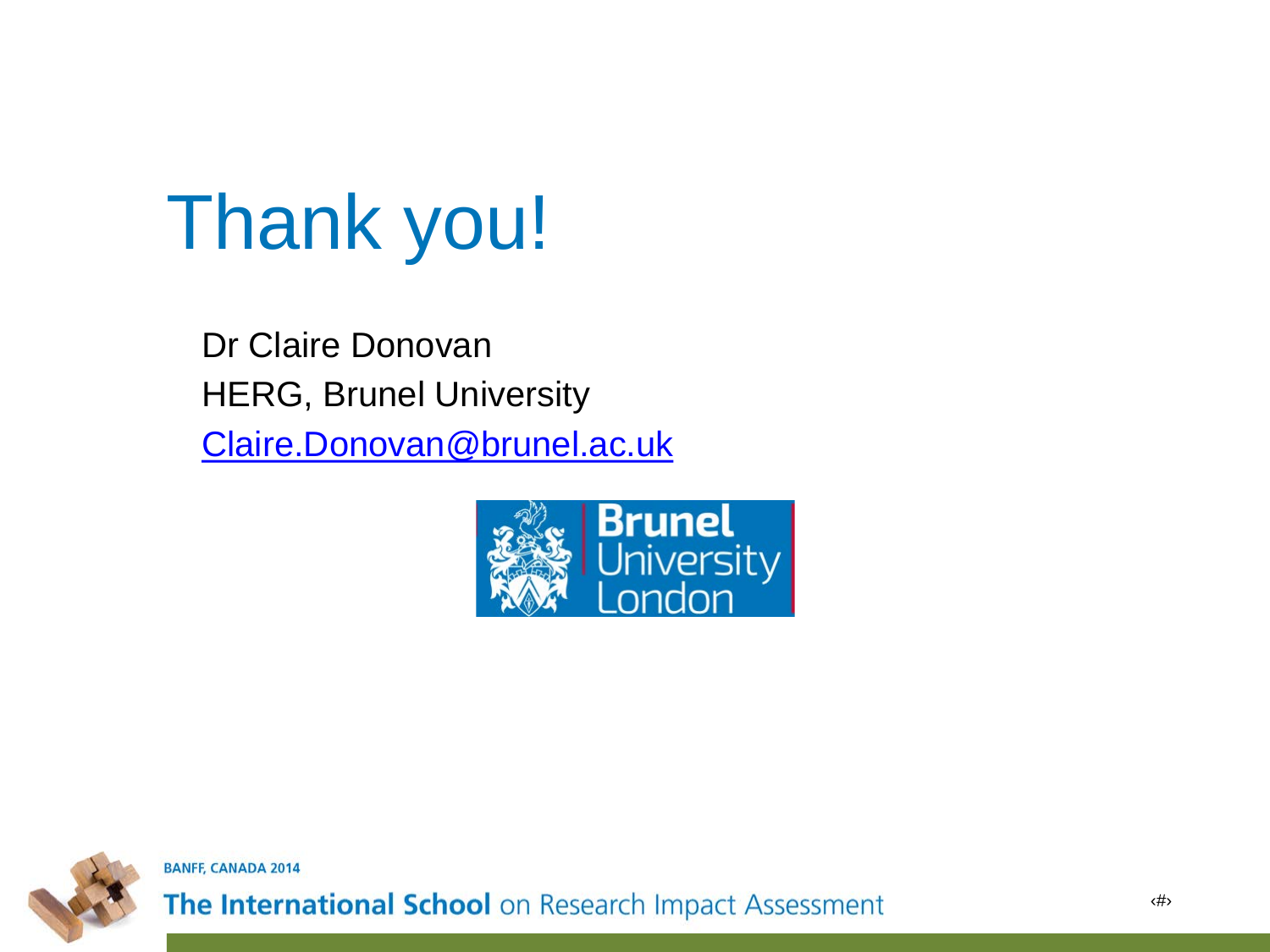# Thank you!

Dr Claire Donovan

HERG, Brunel University

Claire.Donovan@brunel.ac.uk